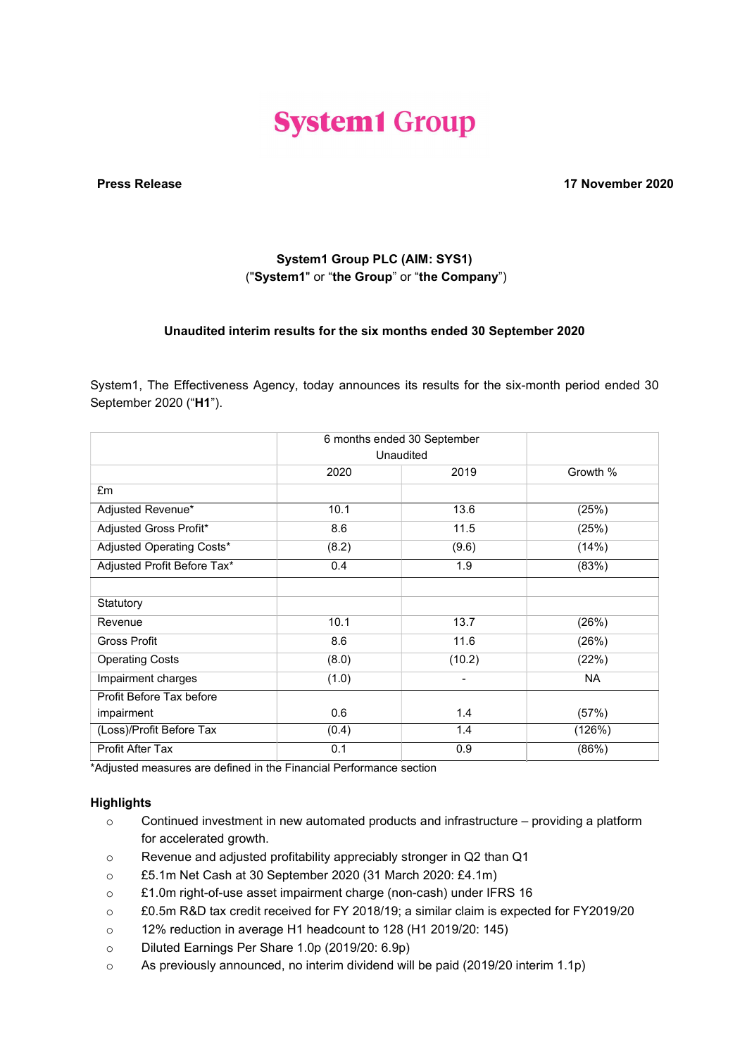# System1 Group

**Press Release** **17 November 2020**

**System1 Group PLC (AIM: SYS1)**
("**System1**" or "**the Group**" or "**the Company**")

**Unaudited interim results for the six months ended 30 September 2020**

System1, The Effectiveness Agency, today announces its results for the six-month period ended 30 September 2020 ("**H1**").

| | 6 months ended 30 September Unaudited | | |
|---|---|---|---|
| | 2020 | 2019 | Growth % |
| £m | | | |
| Adjusted Revenue* | 10.1 | 13.6 | (25%) |
| Adjusted Gross Profit* | 8.6 | 11.5 | (25%) |
| Adjusted Operating Costs* | (8.2) | (9.6) | (14%) |
| Adjusted Profit Before Tax* | 0.4 | 1.9 | (83%) |
| | | | |
| Statutory | | | |
| Revenue | 10.1 | 13.7 | (26%) |
| Gross Profit | 8.6 | 11.6 | (26%) |
| Operating Costs | (8.0) | (10.2) | (22%) |
| Impairment charges | (1.0) | - | NA |
| Profit Before Tax before impairment | 0.6 | 1.4 | (57%) |
| (Loss)/Profit Before Tax | (0.4) | 1.4 | (126%) |
| Profit After Tax | 0.1 | 0.9 | (86%) |

*Adjusted measures are defined in the Financial Performance section

**Highlights**

- Continued investment in new automated products and infrastructure – providing a platform for accelerated growth.
- Revenue and adjusted profitability appreciably stronger in Q2 than Q1
- £5.1m Net Cash at 30 September 2020 (31 March 2020: £4.1m)
- £1.0m right-of-use asset impairment charge (non-cash) under IFRS 16
- £0.5m R&D tax credit received for FY 2018/19; a similar claim is expected for FY2019/20
- 12% reduction in average H1 headcount to 128 (H1 2019/20: 145)
- Diluted Earnings Per Share 1.0p (2019/20: 6.9p)
- As previously announced, no interim dividend will be paid (2019/20 interim 1.1p)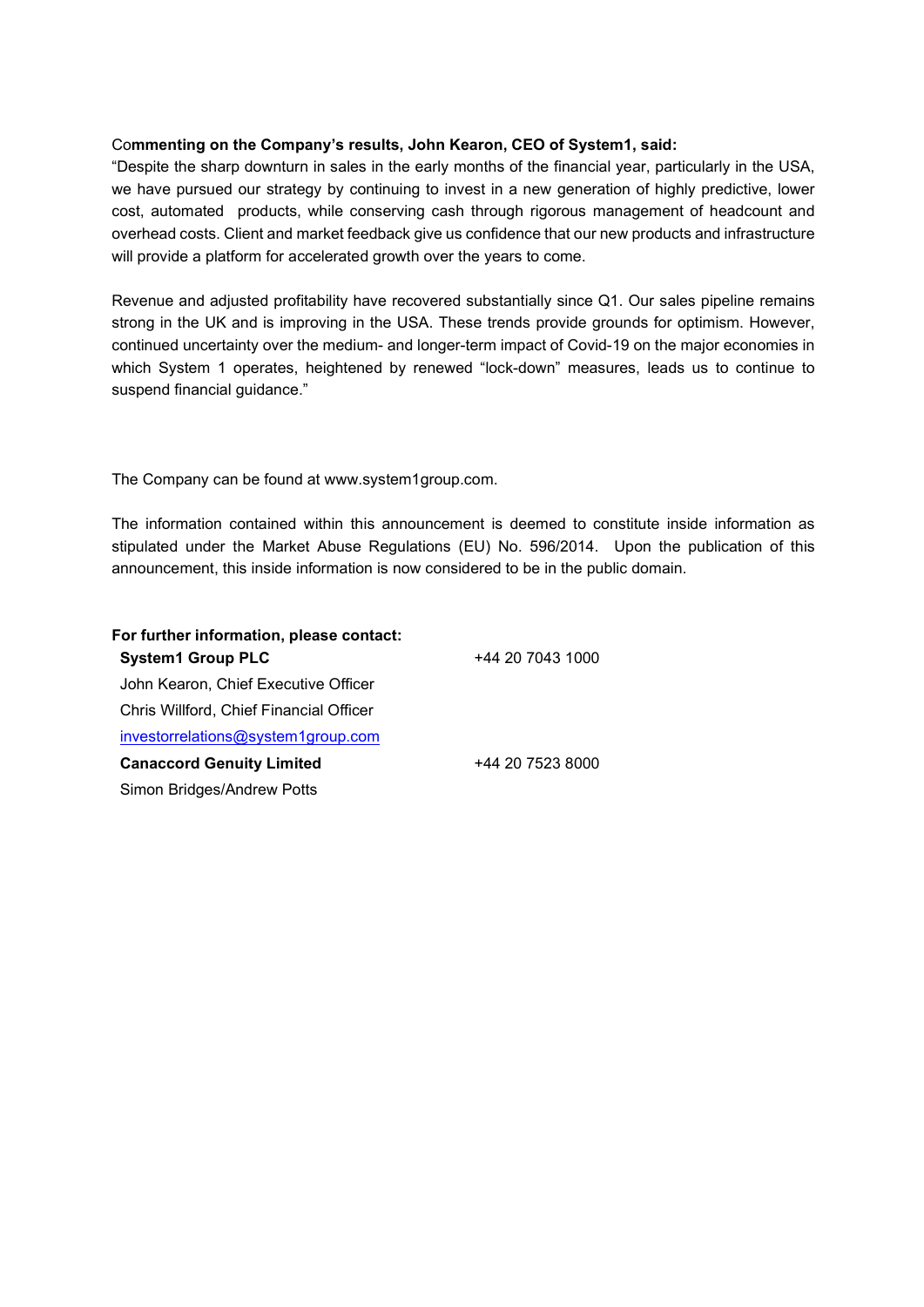**Commenting on the Company's results, John Kearon, CEO of System1, said:**

"Despite the sharp downturn in sales in the early months of the financial year, particularly in the USA, we have pursued our strategy by continuing to invest in a new generation of highly predictive, lower cost, automated products, while conserving cash through rigorous management of headcount and overhead costs. Client and market feedback give us confidence that our new products and infrastructure will provide a platform for accelerated growth over the years to come.

Revenue and adjusted profitability have recovered substantially since Q1. Our sales pipeline remains strong in the UK and is improving in the USA. These trends provide grounds for optimism. However, continued uncertainty over the medium- and longer-term impact of Covid-19 on the major economies in which System 1 operates, heightened by renewed "lock-down" measures, leads us to continue to suspend financial guidance."

The Company can be found at www.system1group.com.

The information contained within this announcement is deemed to constitute inside information as stipulated under the Market Abuse Regulations (EU) No. 596/2014. Upon the publication of this announcement, this inside information is now considered to be in the public domain.

**For further information, please contact:**

| | |
|---|---|
| **System1 Group PLC** | +44 20 7043 1000 |
| John Kearon, Chief Executive Officer | |
| Chris Willford, Chief Financial Officer | |
| investorrelations@system1group.com | |
| **Canaccord Genuity Limited** | +44 20 7523 8000 |
| Simon Bridges/Andrew Potts | |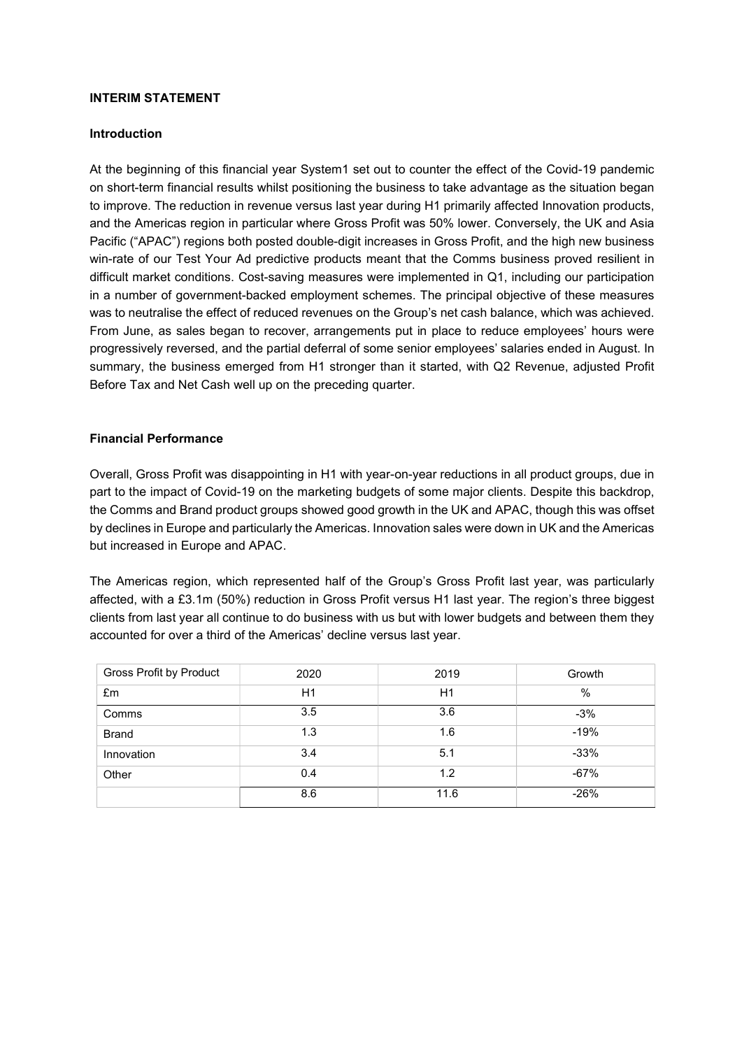## INTERIM STATEMENT

### Introduction

At the beginning of this financial year System1 set out to counter the effect of the Covid-19 pandemic on short-term financial results whilst positioning the business to take advantage as the situation began to improve. The reduction in revenue versus last year during H1 primarily affected Innovation products, and the Americas region in particular where Gross Profit was 50% lower. Conversely, the UK and Asia Pacific ("APAC") regions both posted double-digit increases in Gross Profit, and the high new business win-rate of our Test Your Ad predictive products meant that the Comms business proved resilient in difficult market conditions. Cost-saving measures were implemented in Q1, including our participation in a number of government-backed employment schemes. The principal objective of these measures was to neutralise the effect of reduced revenues on the Group's net cash balance, which was achieved. From June, as sales began to recover, arrangements put in place to reduce employees' hours were progressively reversed, and the partial deferral of some senior employees' salaries ended in August. In summary, the business emerged from H1 stronger than it started, with Q2 Revenue, adjusted Profit Before Tax and Net Cash well up on the preceding quarter.

### Financial Performance

Overall, Gross Profit was disappointing in H1 with year-on-year reductions in all product groups, due in part to the impact of Covid-19 on the marketing budgets of some major clients. Despite this backdrop, the Comms and Brand product groups showed good growth in the UK and APAC, though this was offset by declines in Europe and particularly the Americas. Innovation sales were down in UK and the Americas but increased in Europe and APAC.

The Americas region, which represented half of the Group's Gross Profit last year, was particularly affected, with a £3.1m (50%) reduction in Gross Profit versus H1 last year. The region's three biggest clients from last year all continue to do business with us but with lower budgets and between them they accounted for over a third of the Americas' decline versus last year.

| Gross Profit by Product | 2020 | 2019 | Growth |
|---|---|---|---|
| £m | H1 | H1 | % |
| Comms | 3.5 | 3.6 | -3% |
| Brand | 1.3 | 1.6 | -19% |
| Innovation | 3.4 | 5.1 | -33% |
| Other | 0.4 | 1.2 | -67% |
| | 8.6 | 11.6 | -26% |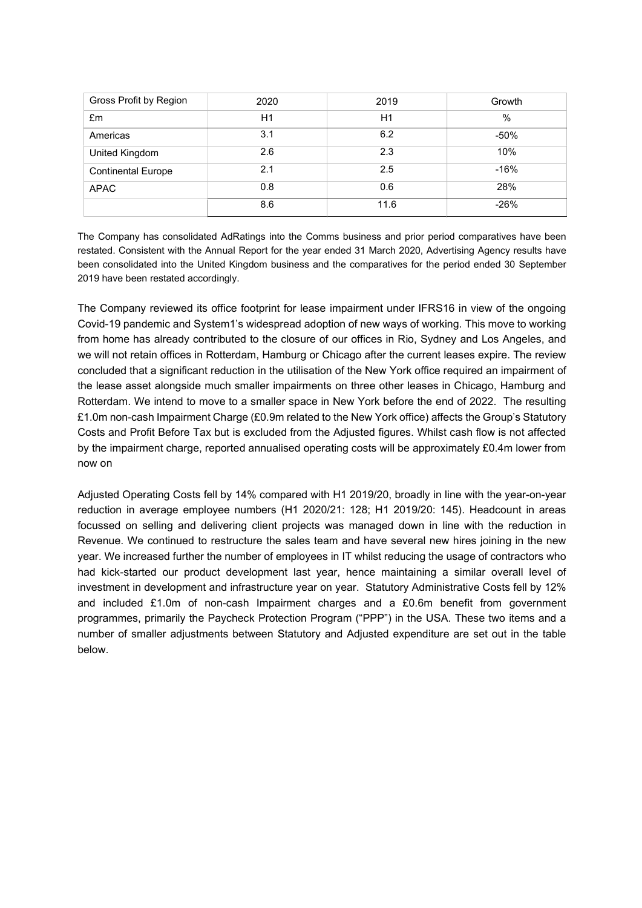| Gross Profit by Region | 2020 | 2019 | Growth |
| --- | --- | --- | --- |
| £m | H1 | H1 | % |
| Americas | 3.1 | 6.2 | -50% |
| United Kingdom | 2.6 | 2.3 | 10% |
| Continental Europe | 2.1 | 2.5 | -16% |
| APAC | 0.8 | 0.6 | 28% |
| | 8.6 | 11.6 | -26% |

The Company has consolidated AdRatings into the Comms business and prior period comparatives have been restated. Consistent with the Annual Report for the year ended 31 March 2020, Advertising Agency results have been consolidated into the United Kingdom business and the comparatives for the period ended 30 September 2019 have been restated accordingly.

The Company reviewed its office footprint for lease impairment under IFRS16 in view of the ongoing Covid-19 pandemic and System1's widespread adoption of new ways of working. This move to working from home has already contributed to the closure of our offices in Rio, Sydney and Los Angeles, and we will not retain offices in Rotterdam, Hamburg or Chicago after the current leases expire. The review concluded that a significant reduction in the utilisation of the New York office required an impairment of the lease asset alongside much smaller impairments on three other leases in Chicago, Hamburg and Rotterdam. We intend to move to a smaller space in New York before the end of 2022. The resulting £1.0m non-cash Impairment Charge (£0.9m related to the New York office) affects the Group's Statutory Costs and Profit Before Tax but is excluded from the Adjusted figures. Whilst cash flow is not affected by the impairment charge, reported annualised operating costs will be approximately £0.4m lower from now on

Adjusted Operating Costs fell by 14% compared with H1 2019/20, broadly in line with the year-on-year reduction in average employee numbers (H1 2020/21: 128; H1 2019/20: 145). Headcount in areas focussed on selling and delivering client projects was managed down in line with the reduction in Revenue. We continued to restructure the sales team and have several new hires joining in the new year. We increased further the number of employees in IT whilst reducing the usage of contractors who had kick-started our product development last year, hence maintaining a similar overall level of investment in development and infrastructure year on year. Statutory Administrative Costs fell by 12% and included £1.0m of non-cash Impairment charges and a £0.6m benefit from government programmes, primarily the Paycheck Protection Program ("PPP") in the USA. These two items and a number of smaller adjustments between Statutory and Adjusted expenditure are set out in the table below.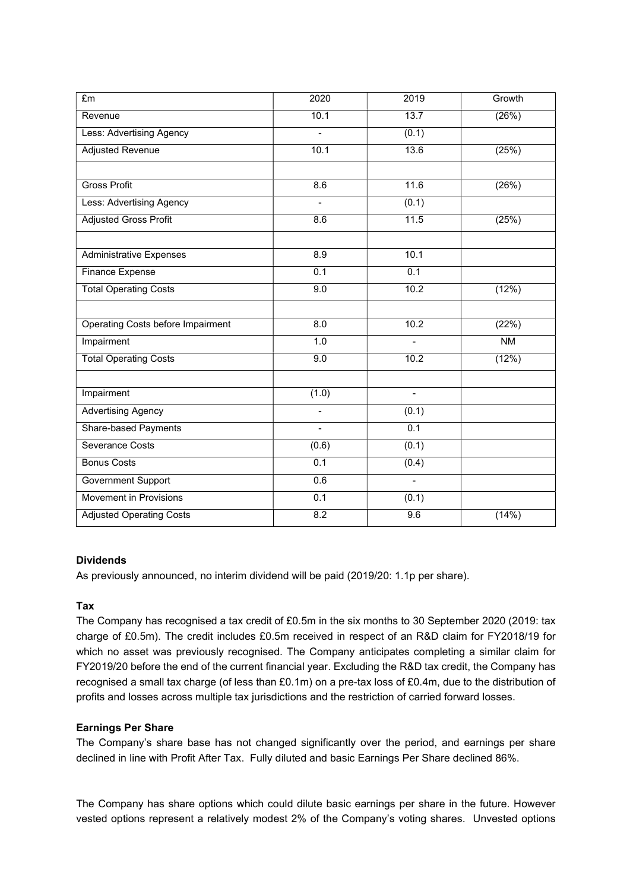| £m | 2020 | 2019 | Growth |
|---|---|---|---|
| Revenue | 10.1 | 13.7 | (26%) |
| Less: Advertising Agency | - | (0.1) | |
| Adjusted Revenue | 10.1 | 13.6 | (25%) |
| | | | |
| Gross Profit | 8.6 | 11.6 | (26%) |
| Less: Advertising Agency | - | (0.1) | |
| Adjusted Gross Profit | 8.6 | 11.5 | (25%) |
| | | | |
| Administrative Expenses | 8.9 | 10.1 | |
| Finance Expense | 0.1 | 0.1 | |
| Total Operating Costs | 9.0 | 10.2 | (12%) |
| | | | |
| Operating Costs before Impairment | 8.0 | 10.2 | (22%) |
| Impairment | 1.0 | - | NM |
| Total Operating Costs | 9.0 | 10.2 | (12%) |
| | | | |
| Impairment | (1.0) | - | |
| Advertising Agency | - | (0.1) | |
| Share-based Payments | - | 0.1 | |
| Severance Costs | (0.6) | (0.1) | |
| Bonus Costs | 0.1 | (0.4) | |
| Government Support | 0.6 | - | |
| Movement in Provisions | 0.1 | (0.1) | |
| Adjusted Operating Costs | 8.2 | 9.6 | (14%) |

**Dividends**

As previously announced, no interim dividend will be paid (2019/20: 1.1p per share).

**Tax**

The Company has recognised a tax credit of £0.5m in the six months to 30 September 2020 (2019: tax charge of £0.5m). The credit includes £0.5m received in respect of an R&D claim for FY2018/19 for which no asset was previously recognised. The Company anticipates completing a similar claim for FY2019/20 before the end of the current financial year. Excluding the R&D tax credit, the Company has recognised a small tax charge (of less than £0.1m) on a pre-tax loss of £0.4m, due to the distribution of profits and losses across multiple tax jurisdictions and the restriction of carried forward losses.

**Earnings Per Share**

The Company's share base has not changed significantly over the period, and earnings per share declined in line with Profit After Tax. Fully diluted and basic Earnings Per Share declined 86%.

The Company has share options which could dilute basic earnings per share in the future. However vested options represent a relatively modest 2% of the Company's voting shares. Unvested options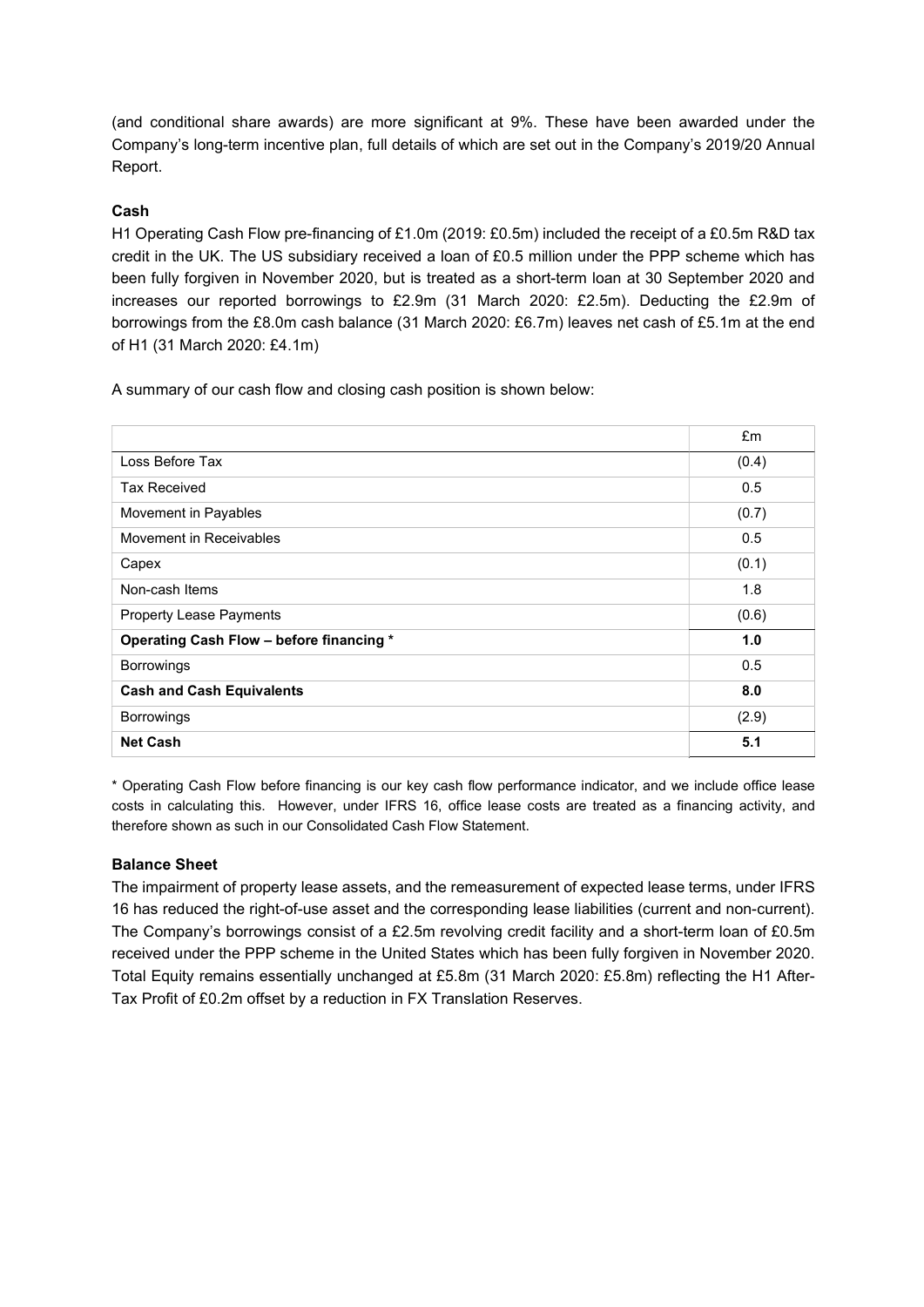(and conditional share awards) are more significant at 9%. These have been awarded under the Company's long-term incentive plan, full details of which are set out in the Company's 2019/20 Annual Report.

**Cash**

H1 Operating Cash Flow pre-financing of £1.0m (2019: £0.5m) included the receipt of a £0.5m R&D tax credit in the UK. The US subsidiary received a loan of £0.5 million under the PPP scheme which has been fully forgiven in November 2020, but is treated as a short-term loan at 30 September 2020 and increases our reported borrowings to £2.9m (31 March 2020: £2.5m). Deducting the £2.9m of borrowings from the £8.0m cash balance (31 March 2020: £6.7m) leaves net cash of £5.1m at the end of H1 (31 March 2020: £4.1m)

A summary of our cash flow and closing cash position is shown below:

| | £m |
|---|---|
| Loss Before Tax | (0.4) |
| Tax Received | 0.5 |
| Movement in Payables | (0.7) |
| Movement in Receivables | 0.5 |
| Capex | (0.1) |
| Non-cash Items | 1.8 |
| Property Lease Payments | (0.6) |
| **Operating Cash Flow – before financing \*** | **1.0** |
| Borrowings | 0.5 |
| **Cash and Cash Equivalents** | **8.0** |
| Borrowings | (2.9) |
| **Net Cash** | **5.1** |

\* Operating Cash Flow before financing is our key cash flow performance indicator, and we include office lease costs in calculating this. However, under IFRS 16, office lease costs are treated as a financing activity, and therefore shown as such in our Consolidated Cash Flow Statement.

**Balance Sheet**

The impairment of property lease assets, and the remeasurement of expected lease terms, under IFRS 16 has reduced the right-of-use asset and the corresponding lease liabilities (current and non-current). The Company's borrowings consist of a £2.5m revolving credit facility and a short-term loan of £0.5m received under the PPP scheme in the United States which has been fully forgiven in November 2020. Total Equity remains essentially unchanged at £5.8m (31 March 2020: £5.8m) reflecting the H1 After-Tax Profit of £0.2m offset by a reduction in FX Translation Reserves.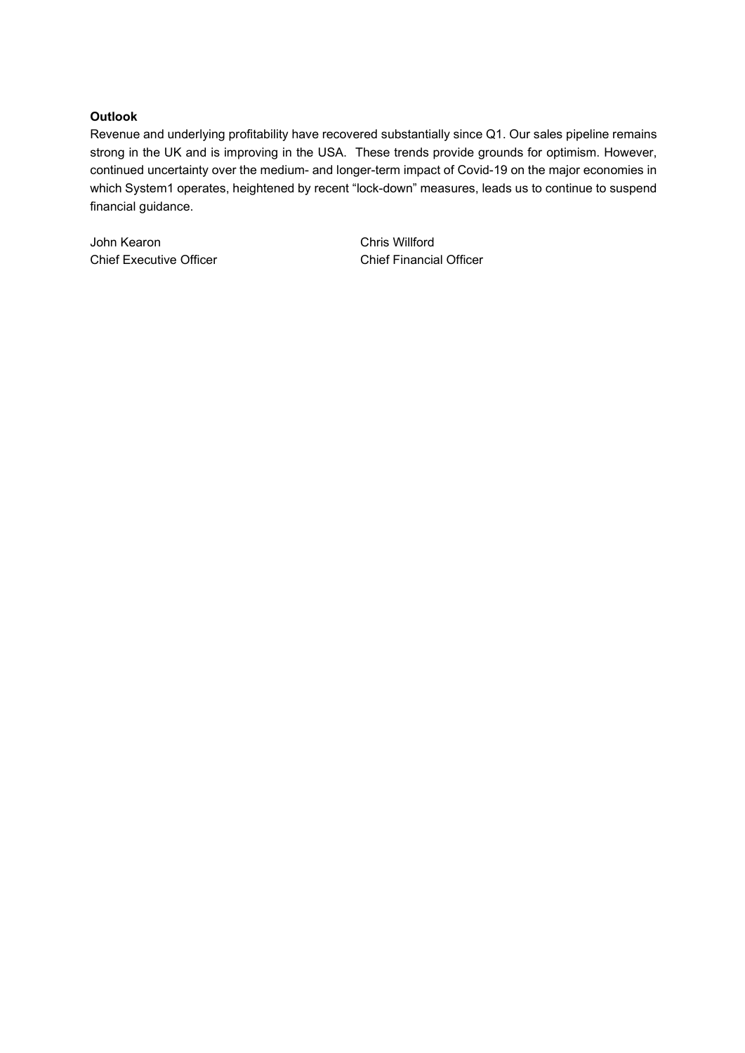**Outlook**

Revenue and underlying profitability have recovered substantially since Q1. Our sales pipeline remains strong in the UK and is improving in the USA. These trends provide grounds for optimism. However, continued uncertainty over the medium- and longer-term impact of Covid-19 on the major economies in which System1 operates, heightened by recent "lock-down" measures, leads us to continue to suspend financial guidance.

John Kearon
Chief Executive Officer

Chris Willford
Chief Financial Officer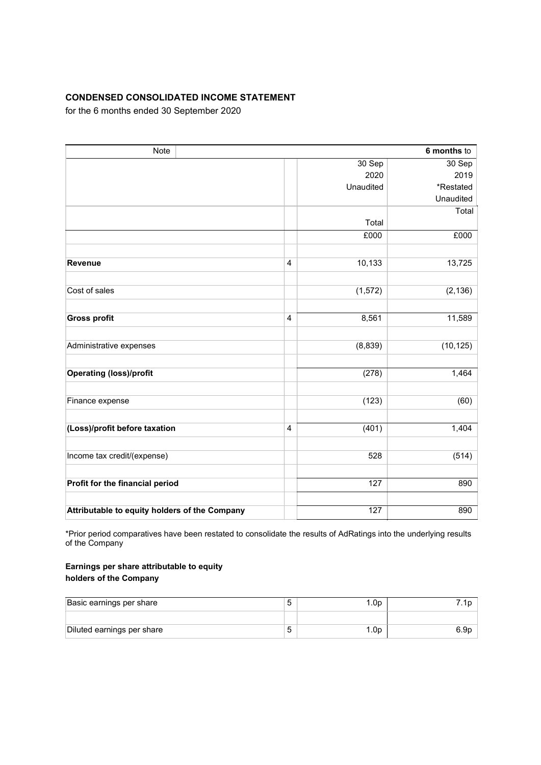**CONDENSED CONSOLIDATED INCOME STATEMENT**

for the 6 months ended 30 September 2020

| | Note | | **6 months** to |
|---|---|---|---|
| | | 30 Sep 2020 Unaudited | 30 Sep 2019 *Restated Unaudited |
| | | Total | Total |
| | | £000 | £000 |
| **Revenue** | 4 | 10,133 | 13,725 |
| Cost of sales | | (1,572) | (2,136) |
| **Gross profit** | 4 | 8,561 | 11,589 |
| Administrative expenses | | (8,839) | (10,125) |
| **Operating (loss)/profit** | | (278) | 1,464 |
| Finance expense | | (123) | (60) |
| **(Loss)/profit before taxation** | 4 | (401) | 1,404 |
| Income tax credit/(expense) | | 528 | (514) |
| **Profit for the financial period** | | 127 | 890 |
| **Attributable to equity holders of the Company** | | 127 | 890 |

*Prior period comparatives have been restated to consolidate the results of AdRatings into the underlying results of the Company

**Earnings per share attributable to equity holders of the Company**

| | | | |
|---|---|---|---|
| Basic earnings per share | 5 | 1.0p | 7.1p |
| Diluted earnings per share | 5 | 1.0p | 6.9p |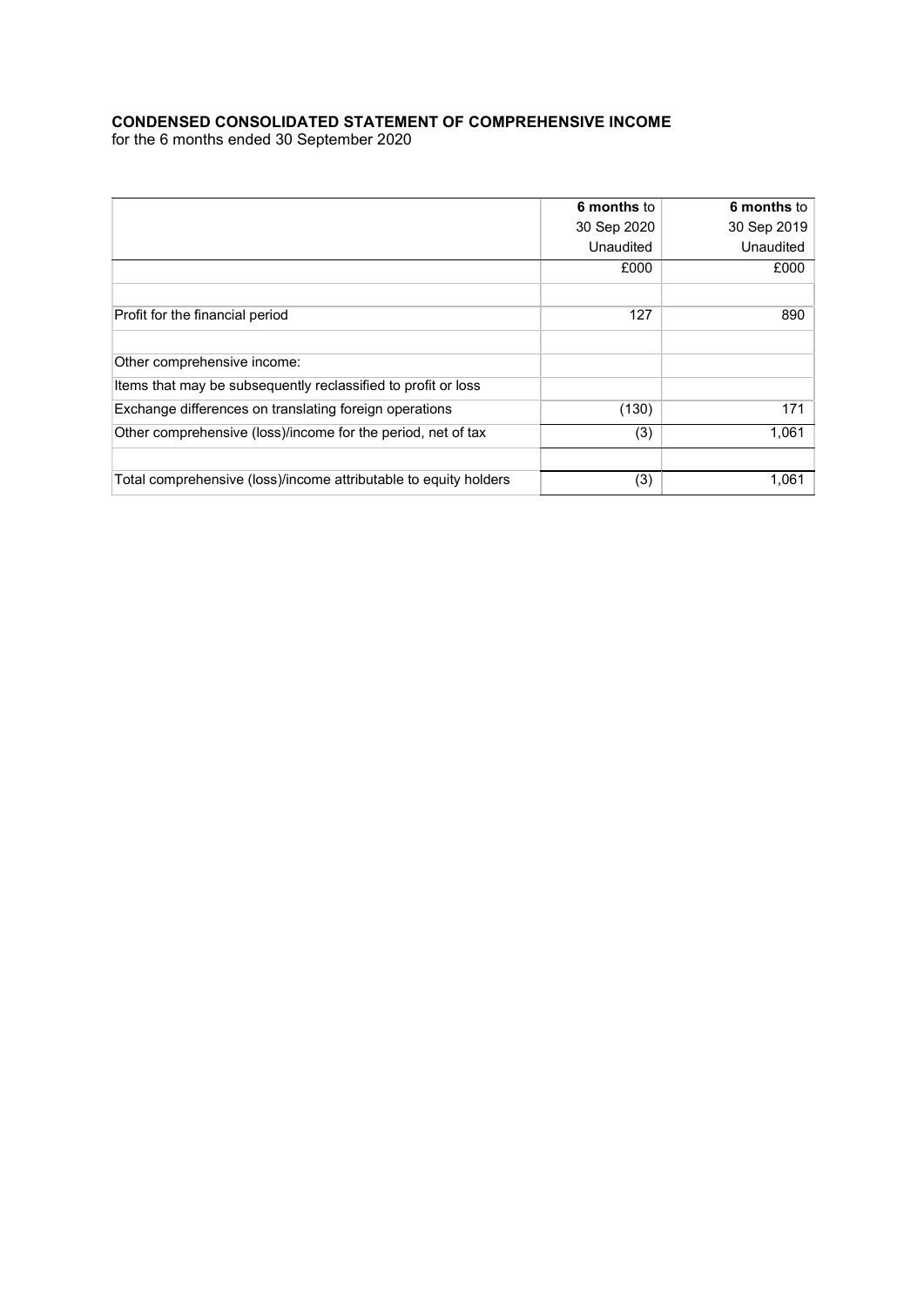**CONDENSED CONSOLIDATED STATEMENT OF COMPREHENSIVE INCOME**
for the 6 months ended 30 September 2020

| | **6 months** to 30 Sep 2020 Unaudited | **6 months** to 30 Sep 2019 Unaudited |
|---|---|---|
| | £000 | £000 |
| | | |
| Profit for the financial period | 127 | 890 |
| | | |
| Other comprehensive income: | | |
| Items that may be subsequently reclassified to profit or loss | | |
| Exchange differences on translating foreign operations | (130) | 171 |
| Other comprehensive (loss)/income for the period, net of tax | (3) | 1,061 |
| | | |
| Total comprehensive (loss)/income attributable to equity holders | (3) | 1,061 |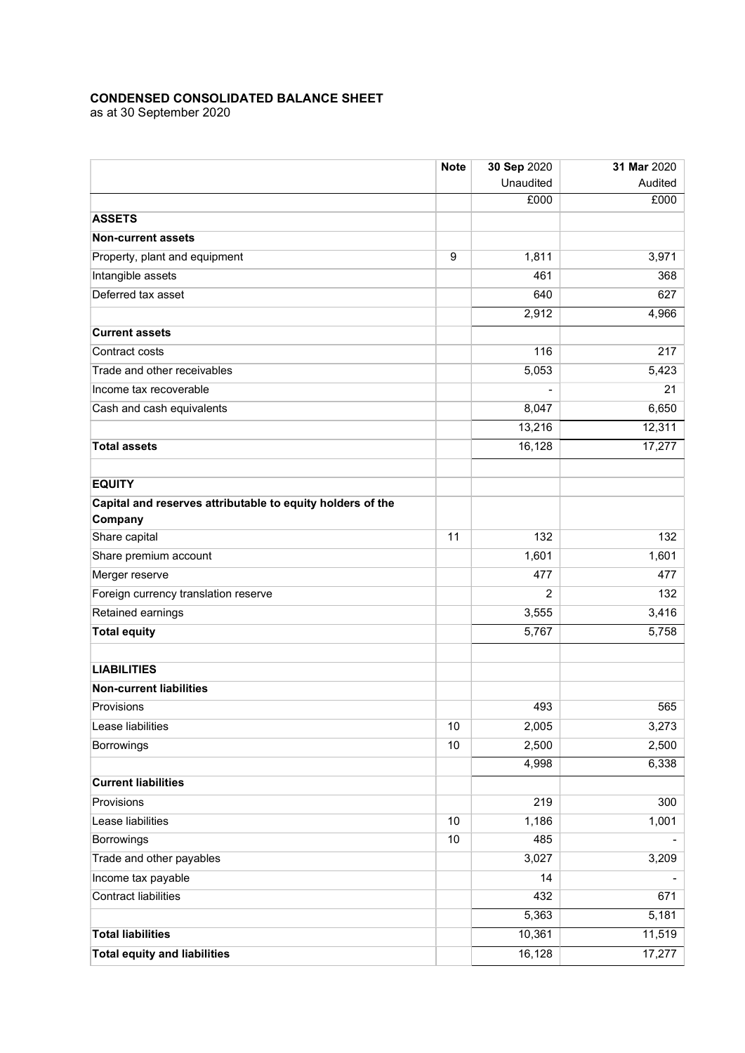**CONDENSED CONSOLIDATED BALANCE SHEET**
as at 30 September 2020

| | Note | 30 Sep 2020 Unaudited | 31 Mar 2020 Audited |
|---|---|---|---|
| | | £000 | £000 |
| **ASSETS** | | | |
| **Non-current assets** | | | |
| Property, plant and equipment | 9 | 1,811 | 3,971 |
| Intangible assets | | 461 | 368 |
| Deferred tax asset | | 640 | 627 |
| | | 2,912 | 4,966 |
| **Current assets** | | | |
| Contract costs | | 116 | 217 |
| Trade and other receivables | | 5,053 | 5,423 |
| Income tax recoverable | | - | 21 |
| Cash and cash equivalents | | 8,047 | 6,650 |
| | | 13,216 | 12,311 |
| **Total assets** | | 16,128 | 17,277 |
| | | | |
| **EQUITY** | | | |
| **Capital and reserves attributable to equity holders of the Company** | | | |
| Share capital | 11 | 132 | 132 |
| Share premium account | | 1,601 | 1,601 |
| Merger reserve | | 477 | 477 |
| Foreign currency translation reserve | | 2 | 132 |
| Retained earnings | | 3,555 | 3,416 |
| **Total equity** | | 5,767 | 5,758 |
| | | | |
| **LIABILITIES** | | | |
| **Non-current liabilities** | | | |
| Provisions | | 493 | 565 |
| Lease liabilities | 10 | 2,005 | 3,273 |
| Borrowings | 10 | 2,500 | 2,500 |
| | | 4,998 | 6,338 |
| **Current liabilities** | | | |
| Provisions | | 219 | 300 |
| Lease liabilities | 10 | 1,186 | 1,001 |
| Borrowings | 10 | 485 | - |
| Trade and other payables | | 3,027 | 3,209 |
| Income tax payable | | 14 | - |
| Contract liabilities | | 432 | 671 |
| | | 5,363 | 5,181 |
| **Total liabilities** | | 10,361 | 11,519 |
| **Total equity and liabilities** | | 16,128 | 17,277 |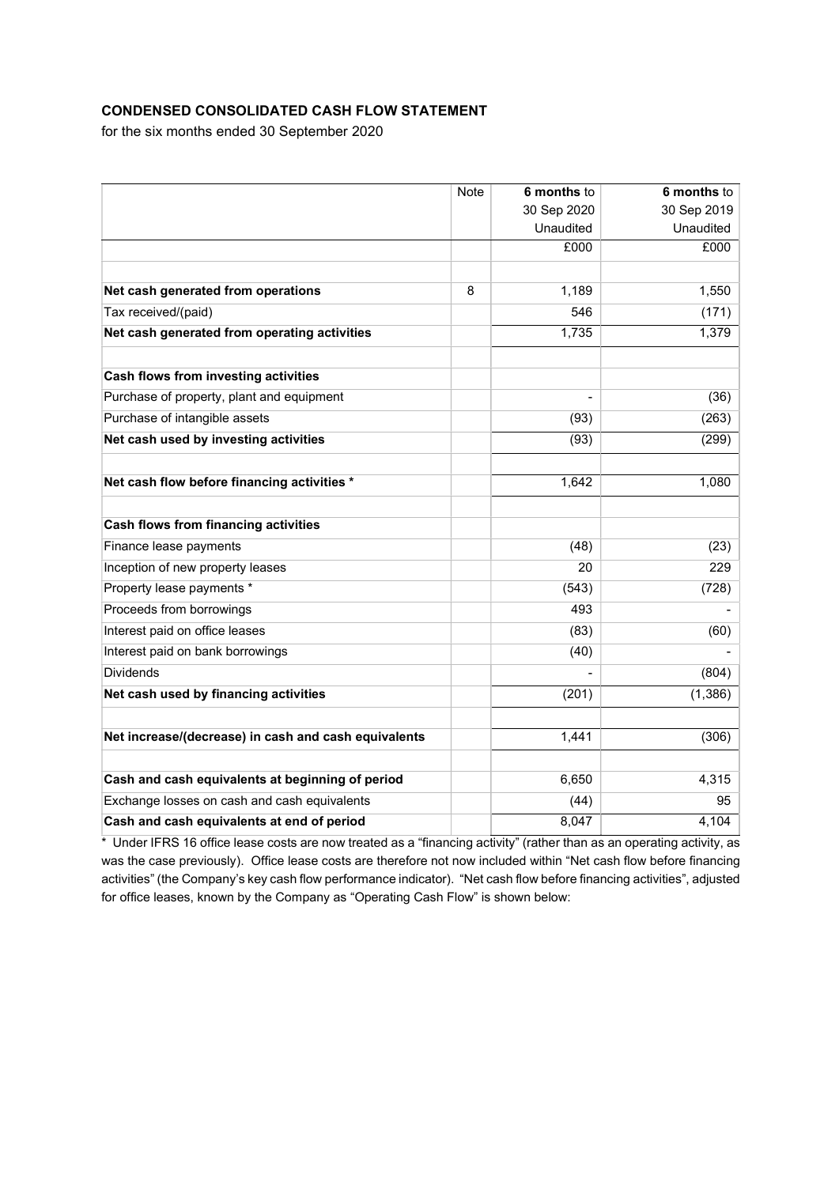**CONDENSED CONSOLIDATED CASH FLOW STATEMENT**

for the six months ended 30 September 2020

| | Note | **6 months** to 30 Sep 2020 Unaudited | **6 months** to 30 Sep 2019 Unaudited |
|---|---|---|---|
| | | £000 | £000 |
| | | | |
| **Net cash generated from operations** | 8 | 1,189 | 1,550 |
| Tax received/(paid) | | 546 | (171) |
| **Net cash generated from operating activities** | | 1,735 | 1,379 |
| | | | |
| **Cash flows from investing activities** | | | |
| Purchase of property, plant and equipment | | - | (36) |
| Purchase of intangible assets | | (93) | (263) |
| **Net cash used by investing activities** | | (93) | (299) |
| | | | |
| **Net cash flow before financing activities \*** | | 1,642 | 1,080 |
| | | | |
| **Cash flows from financing activities** | | | |
| Finance lease payments | | (48) | (23) |
| Inception of new property leases | | 20 | 229 |
| Property lease payments * | | (543) | (728) |
| Proceeds from borrowings | | 493 | - |
| Interest paid on office leases | | (83) | (60) |
| Interest paid on bank borrowings | | (40) | - |
| Dividends | | - | (804) |
| **Net cash used by financing activities** | | (201) | (1,386) |
| | | | |
| **Net increase/(decrease) in cash and cash equivalents** | | 1,441 | (306) |
| | | | |
| **Cash and cash equivalents at beginning of period** | | 6,650 | 4,315 |
| Exchange losses on cash and cash equivalents | | (44) | 95 |
| **Cash and cash equivalents at end of period** | | 8,047 | 4,104 |

\* Under IFRS 16 office lease costs are now treated as a "financing activity" (rather than as an operating activity, as was the case previously). Office lease costs are therefore not now included within "Net cash flow before financing activities" (the Company's key cash flow performance indicator). "Net cash flow before financing activities", adjusted for office leases, known by the Company as "Operating Cash Flow" is shown below: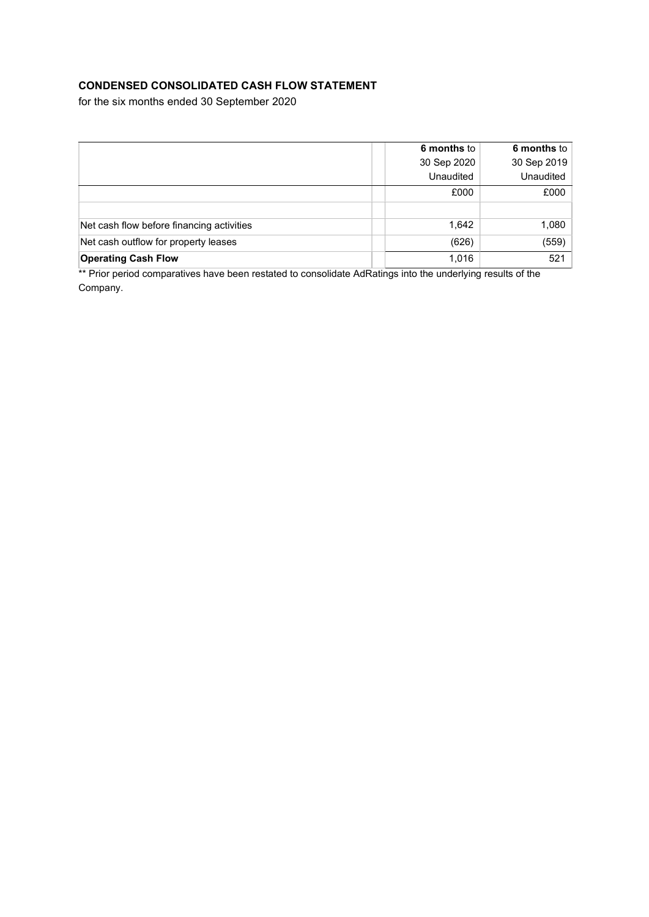**CONDENSED CONSOLIDATED CASH FLOW STATEMENT**

for the six months ended 30 September 2020

| | | **6 months** to 30 Sep 2020 Unaudited | **6 months** to 30 Sep 2019 Unaudited |
|---|---|---|---|
| | | £000 | £000 |
| | | | |
| Net cash flow before financing activities | | 1,642 | 1,080 |
| Net cash outflow for property leases | | (626) | (559) |
| **Operating Cash Flow** | | 1,016 | 521 |

** Prior period comparatives have been restated to consolidate AdRatings into the underlying results of the Company.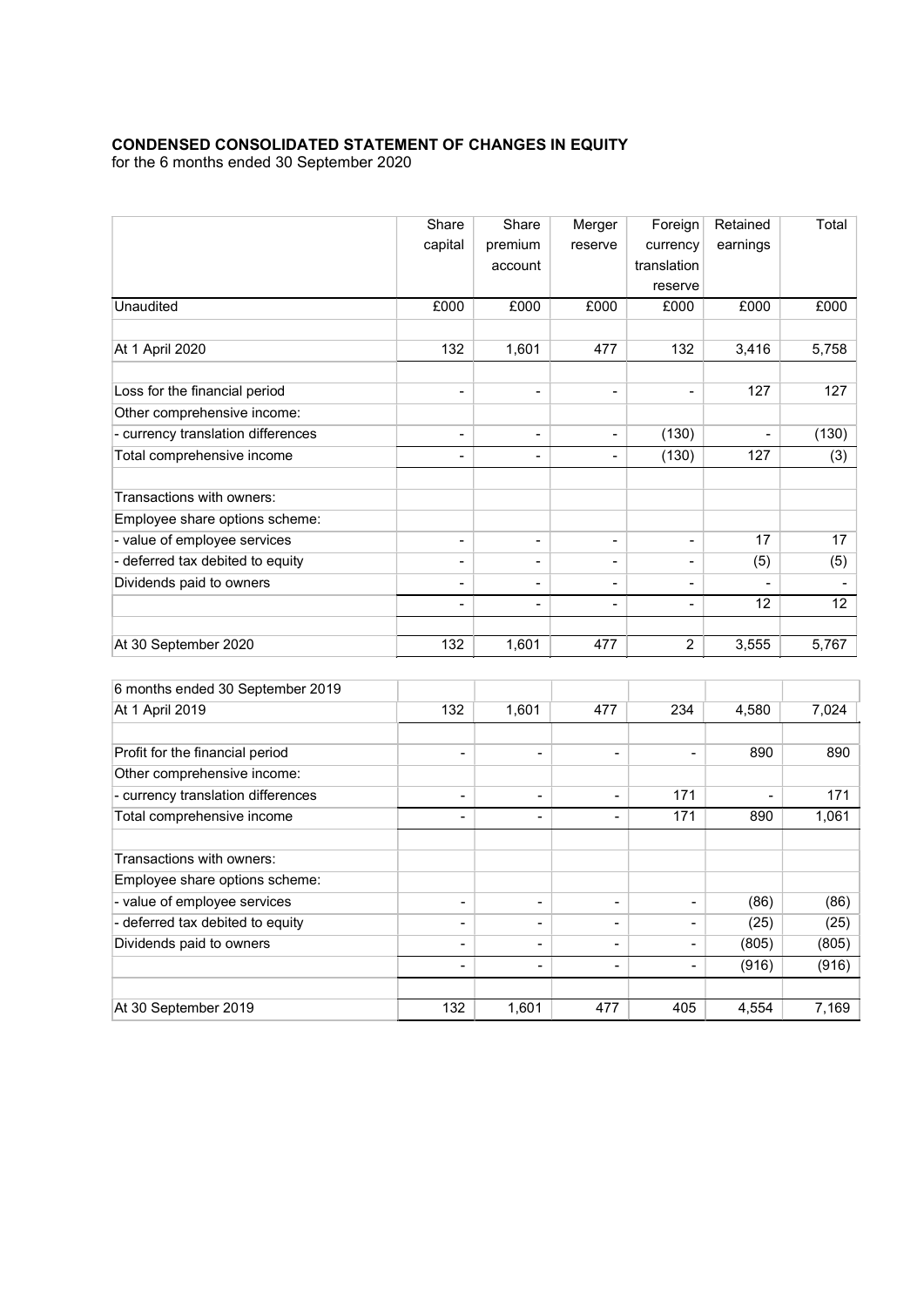**CONDENSED CONSOLIDATED STATEMENT OF CHANGES IN EQUITY**
for the 6 months ended 30 September 2020

| | Share capital | Share premium account | Merger reserve | Foreign currency translation reserve | Retained earnings | Total |
|---|---|---|---|---|---|---|
| Unaudited | £000 | £000 | £000 | £000 | £000 | £000 |
| | | | | | | |
| At 1 April 2020 | 132 | 1,601 | 477 | 132 | 3,416 | 5,758 |
| | | | | | | |
| Loss for the financial period | - | - | - | - | 127 | 127 |
| Other comprehensive income: | | | | | | |
| - currency translation differences | - | - | - | (130) | - | (130) |
| Total comprehensive income | - | - | - | (130) | 127 | (3) |
| | | | | | | |
| Transactions with owners: | | | | | | |
| Employee share options scheme: | | | | | | |
| - value of employee services | - | - | - | - | 17 | 17 |
| - deferred tax debited to equity | - | - | - | - | (5) | (5) |
| Dividends paid to owners | - | - | - | - | - | - |
| | - | - | - | - | 12 | 12 |
| | | | | | | |
| At 30 September 2020 | 132 | 1,601 | 477 | 2 | 3,555 | 5,767 |

| | | | | | | |
|---|---|---|---|---|---|---|
| 6 months ended 30 September 2019 | | | | | | |
| At 1 April 2019 | 132 | 1,601 | 477 | 234 | 4,580 | 7,024 |
| | | | | | | |
| Profit for the financial period | - | - | - | - | 890 | 890 |
| Other comprehensive income: | | | | | | |
| - currency translation differences | - | - | - | 171 | - | 171 |
| Total comprehensive income | - | - | - | 171 | 890 | 1,061 |
| | | | | | | |
| Transactions with owners: | | | | | | |
| Employee share options scheme: | | | | | | |
| - value of employee services | - | - | - | - | (86) | (86) |
| - deferred tax debited to equity | - | - | - | - | (25) | (25) |
| Dividends paid to owners | - | - | - | - | (805) | (805) |
| | - | - | - | - | (916) | (916) |
| | | | | | | |
| At 30 September 2019 | 132 | 1,601 | 477 | 405 | 4,554 | 7,169 |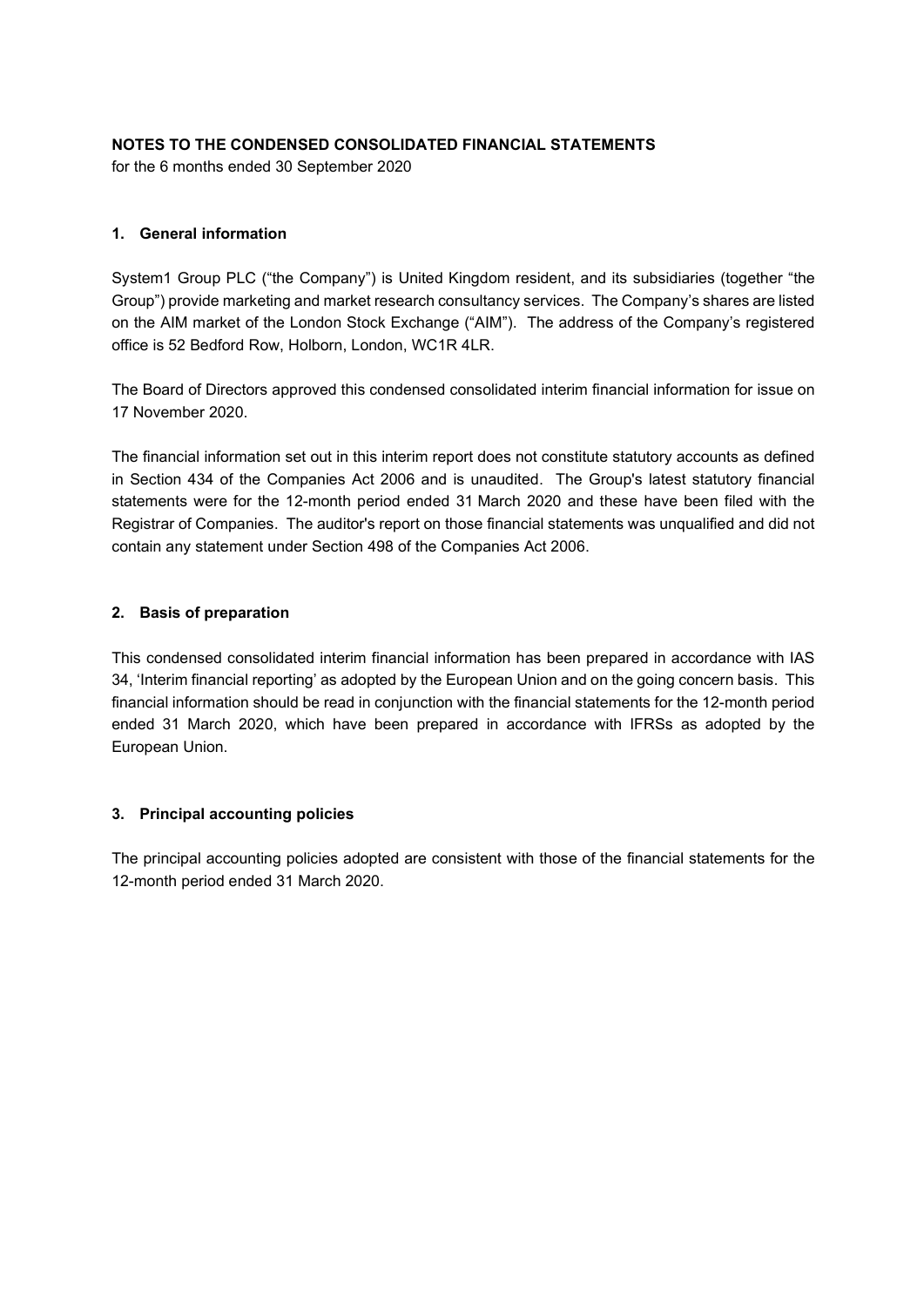**NOTES TO THE CONDENSED CONSOLIDATED FINANCIAL STATEMENTS**

for the 6 months ended 30 September 2020

## 1. General information

System1 Group PLC ("the Company") is United Kingdom resident, and its subsidiaries (together "the Group") provide marketing and market research consultancy services. The Company's shares are listed on the AIM market of the London Stock Exchange ("AIM"). The address of the Company's registered office is 52 Bedford Row, Holborn, London, WC1R 4LR.

The Board of Directors approved this condensed consolidated interim financial information for issue on 17 November 2020.

The financial information set out in this interim report does not constitute statutory accounts as defined in Section 434 of the Companies Act 2006 and is unaudited. The Group's latest statutory financial statements were for the 12-month period ended 31 March 2020 and these have been filed with the Registrar of Companies. The auditor's report on those financial statements was unqualified and did not contain any statement under Section 498 of the Companies Act 2006.

## 2. Basis of preparation

This condensed consolidated interim financial information has been prepared in accordance with IAS 34, 'Interim financial reporting' as adopted by the European Union and on the going concern basis. This financial information should be read in conjunction with the financial statements for the 12-month period ended 31 March 2020, which have been prepared in accordance with IFRSs as adopted by the European Union.

## 3. Principal accounting policies

The principal accounting policies adopted are consistent with those of the financial statements for the 12-month period ended 31 March 2020.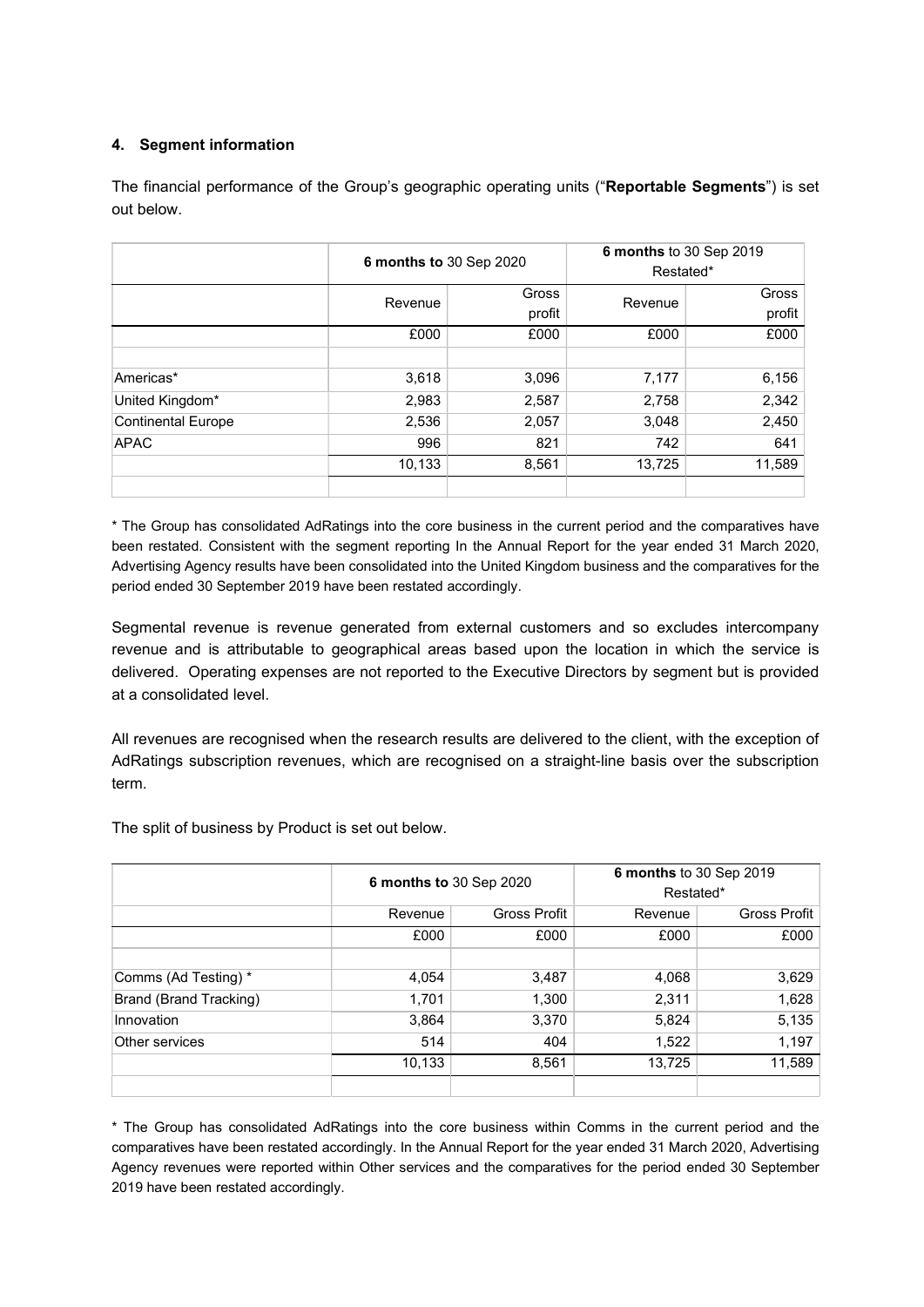## 4. Segment information

The financial performance of the Group's geographic operating units ("**Reportable Segments**") is set out below.

| | **6 months to** 30 Sep 2020 | | **6 months** to 30 Sep 2019 Restated* | |
|---|---|---|---|---|
| | Revenue | Gross profit | Revenue | Gross profit |
| | £000 | £000 | £000 | £000 |
| | | | | |
| Americas* | 3,618 | 3,096 | 7,177 | 6,156 |
| United Kingdom* | 2,983 | 2,587 | 2,758 | 2,342 |
| Continental Europe | 2,536 | 2,057 | 3,048 | 2,450 |
| APAC | 996 | 821 | 742 | 641 |
| | 10,133 | 8,561 | 13,725 | 11,589 |

\* The Group has consolidated AdRatings into the core business in the current period and the comparatives have been restated. Consistent with the segment reporting In the Annual Report for the year ended 31 March 2020, Advertising Agency results have been consolidated into the United Kingdom business and the comparatives for the period ended 30 September 2019 have been restated accordingly.

Segmental revenue is revenue generated from external customers and so excludes intercompany revenue and is attributable to geographical areas based upon the location in which the service is delivered. Operating expenses are not reported to the Executive Directors by segment but is provided at a consolidated level.

All revenues are recognised when the research results are delivered to the client, with the exception of AdRatings subscription revenues, which are recognised on a straight-line basis over the subscription term.

The split of business by Product is set out below.

| | **6 months to** 30 Sep 2020 | | **6 months** to 30 Sep 2019 Restated* | |
|---|---|---|---|---|
| | Revenue | Gross Profit | Revenue | Gross Profit |
| | £000 | £000 | £000 | £000 |
| | | | | |
| Comms (Ad Testing) * | 4,054 | 3,487 | 4,068 | 3,629 |
| Brand (Brand Tracking) | 1,701 | 1,300 | 2,311 | 1,628 |
| Innovation | 3,864 | 3,370 | 5,824 | 5,135 |
| Other services | 514 | 404 | 1,522 | 1,197 |
| | 10,133 | 8,561 | 13,725 | 11,589 |

\* The Group has consolidated AdRatings into the core business within Comms in the current period and the comparatives have been restated accordingly. In the Annual Report for the year ended 31 March 2020, Advertising Agency revenues were reported within Other services and the comparatives for the period ended 30 September 2019 have been restated accordingly.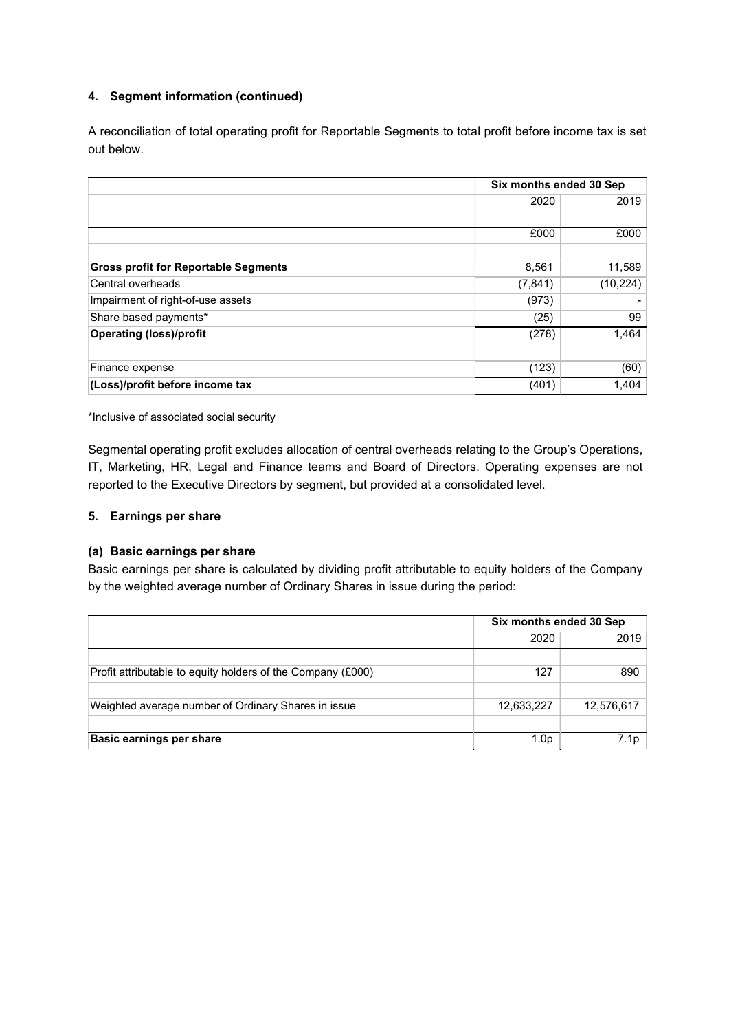## 4. Segment information (continued)

A reconciliation of total operating profit for Reportable Segments to total profit before income tax is set out below.

| | Six months ended 30 Sep | |
|---|---|---|
| | 2020 | 2019 |
| | £000 | £000 |
| | | |
| **Gross profit for Reportable Segments** | 8,561 | 11,589 |
| Central overheads | (7,841) | (10,224) |
| Impairment of right-of-use assets | (973) | - |
| Share based payments* | (25) | 99 |
| **Operating (loss)/profit** | (278) | 1,464 |
| | | |
| Finance expense | (123) | (60) |
| **(Loss)/profit before income tax** | (401) | 1,404 |

*Inclusive of associated social security

Segmental operating profit excludes allocation of central overheads relating to the Group's Operations, IT, Marketing, HR, Legal and Finance teams and Board of Directors. Operating expenses are not reported to the Executive Directors by segment, but provided at a consolidated level.

## 5. Earnings per share

### (a) Basic earnings per share

Basic earnings per share is calculated by dividing profit attributable to equity holders of the Company by the weighted average number of Ordinary Shares in issue during the period:

| | Six months ended 30 Sep | |
|---|---|---|
| | 2020 | 2019 |
| | | |
| Profit attributable to equity holders of the Company (£000) | 127 | 890 |
| | | |
| Weighted average number of Ordinary Shares in issue | 12,633,227 | 12,576,617 |
| | | |
| **Basic earnings per share** | 1.0p | 7.1p |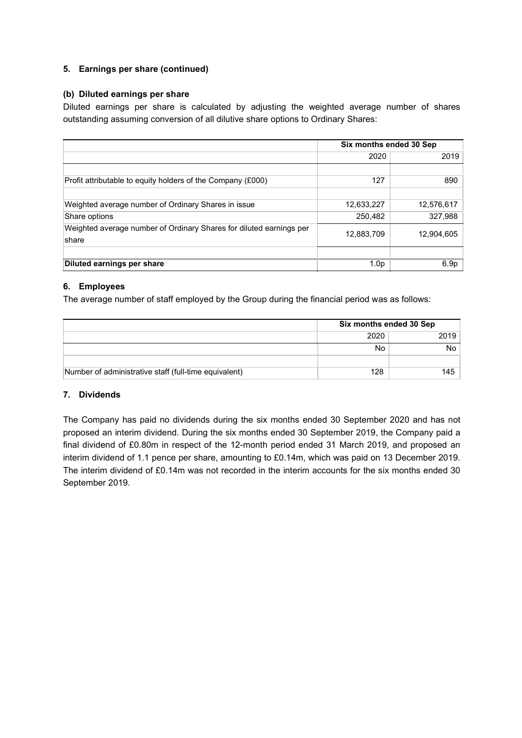### 5. Earnings per share (continued)

#### (b) Diluted earnings per share

Diluted earnings per share is calculated by adjusting the weighted average number of shares outstanding assuming conversion of all dilutive share options to Ordinary Shares:

| | Six months ended 30 Sep | |
|---|---|---|
| | 2020 | 2019 |
| | | |
| Profit attributable to equity holders of the Company (£000) | 127 | 890 |
| | | |
| Weighted average number of Ordinary Shares in issue | 12,633,227 | 12,576,617 |
| Share options | 250,482 | 327,988 |
| Weighted average number of Ordinary Shares for diluted earnings per share | 12,883,709 | 12,904,605 |
| | | |
| **Diluted earnings per share** | 1.0p | 6.9p |

### 6. Employees

The average number of staff employed by the Group during the financial period was as follows:

| | Six months ended 30 Sep | |
|---|---|---|
| | 2020 | 2019 |
| | No | No |
| | | |
| Number of administrative staff (full-time equivalent) | 128 | 145 |

### 7. Dividends

The Company has paid no dividends during the six months ended 30 September 2020 and has not proposed an interim dividend. During the six months ended 30 September 2019, the Company paid a final dividend of £0.80m in respect of the 12-month period ended 31 March 2019, and proposed an interim dividend of 1.1 pence per share, amounting to £0.14m, which was paid on 13 December 2019. The interim dividend of £0.14m was not recorded in the interim accounts for the six months ended 30 September 2019.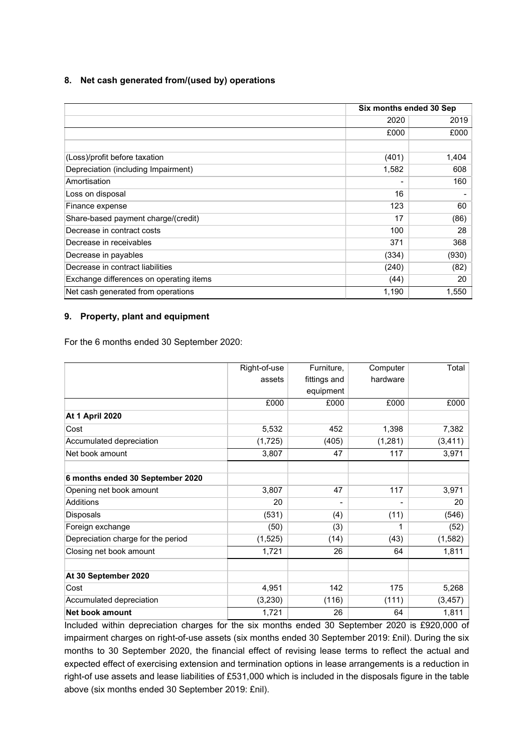## 8. Net cash generated from/(used by) operations

| | Six months ended 30 Sep | |
|---|---|---|
| | 2020 | 2019 |
| | £000 | £000 |
| | | |
| (Loss)/profit before taxation | (401) | 1,404 |
| Depreciation (including Impairment) | 1,582 | 608 |
| Amortisation | - | 160 |
| Loss on disposal | 16 | - |
| Finance expense | 123 | 60 |
| Share-based payment charge/(credit) | 17 | (86) |
| Decrease in contract costs | 100 | 28 |
| Decrease in receivables | 371 | 368 |
| Decrease in payables | (334) | (930) |
| Decrease in contract liabilities | (240) | (82) |
| Exchange differences on operating items | (44) | 20 |
| Net cash generated from operations | 1,190 | 1,550 |

## 9. Property, plant and equipment

For the 6 months ended 30 September 2020:

| | Right-of-use assets | Furniture, fittings and equipment | Computer hardware | Total |
|---|---|---|---|---|
| | £000 | £000 | £000 | £000 |
| **At 1 April 2020** | | | | |
| Cost | 5,532 | 452 | 1,398 | 7,382 |
| Accumulated depreciation | (1,725) | (405) | (1,281) | (3,411) |
| Net book amount | 3,807 | 47 | 117 | 3,971 |
| | | | | |
| **6 months ended 30 September 2020** | | | | |
| Opening net book amount | 3,807 | 47 | 117 | 3,971 |
| Additions | 20 | - | - | 20 |
| Disposals | (531) | (4) | (11) | (546) |
| Foreign exchange | (50) | (3) | 1 | (52) |
| Depreciation charge for the period | (1,525) | (14) | (43) | (1,582) |
| Closing net book amount | 1,721 | 26 | 64 | 1,811 |
| | | | | |
| **At 30 September 2020** | | | | |
| Cost | 4,951 | 142 | 175 | 5,268 |
| Accumulated depreciation | (3,230) | (116) | (111) | (3,457) |
| **Net book amount** | 1,721 | 26 | 64 | 1,811 |

Included within depreciation charges for the six months ended 30 September 2020 is £920,000 of impairment charges on right-of-use assets (six months ended 30 September 2019: £nil). During the six months to 30 September 2020, the financial effect of revising lease terms to reflect the actual and expected effect of exercising extension and termination options in lease arrangements is a reduction in right-of use assets and lease liabilities of £531,000 which is included in the disposals figure in the table above (six months ended 30 September 2019: £nil).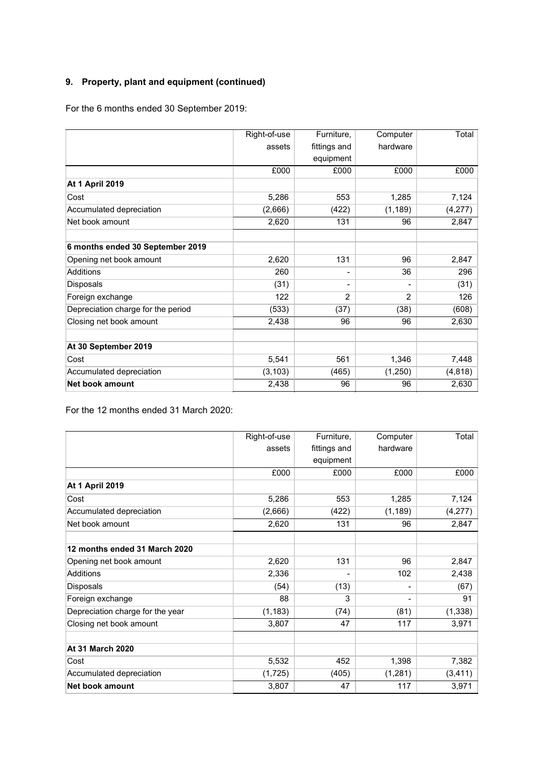## 9. Property, plant and equipment (continued)

For the 6 months ended 30 September 2019:

| | Right-of-use assets | Furniture, fittings and equipment | Computer hardware | Total |
|---|---|---|---|---|
| | £000 | £000 | £000 | £000 |
| **At 1 April 2019** | | | | |
| Cost | 5,286 | 553 | 1,285 | 7,124 |
| Accumulated depreciation | (2,666) | (422) | (1,189) | (4,277) |
| Net book amount | 2,620 | 131 | 96 | 2,847 |
| | | | | |
| **6 months ended 30 September 2019** | | | | |
| Opening net book amount | 2,620 | 131 | 96 | 2,847 |
| Additions | 260 | - | 36 | 296 |
| Disposals | (31) | - | - | (31) |
| Foreign exchange | 122 | 2 | 2 | 126 |
| Depreciation charge for the period | (533) | (37) | (38) | (608) |
| Closing net book amount | 2,438 | 96 | 96 | 2,630 |
| | | | | |
| **At 30 September 2019** | | | | |
| Cost | 5,541 | 561 | 1,346 | 7,448 |
| Accumulated depreciation | (3,103) | (465) | (1,250) | (4,818) |
| **Net book amount** | 2,438 | 96 | 96 | 2,630 |

For the 12 months ended 31 March 2020:

| | Right-of-use assets | Furniture, fittings and equipment | Computer hardware | Total |
|---|---|---|---|---|
| | £000 | £000 | £000 | £000 |
| **At 1 April 2019** | | | | |
| Cost | 5,286 | 553 | 1,285 | 7,124 |
| Accumulated depreciation | (2,666) | (422) | (1,189) | (4,277) |
| Net book amount | 2,620 | 131 | 96 | 2,847 |
| | | | | |
| **12 months ended 31 March 2020** | | | | |
| Opening net book amount | 2,620 | 131 | 96 | 2,847 |
| Additions | 2,336 | - | 102 | 2,438 |
| Disposals | (54) | (13) | - | (67) |
| Foreign exchange | 88 | 3 | - | 91 |
| Depreciation charge for the year | (1,183) | (74) | (81) | (1,338) |
| Closing net book amount | 3,807 | 47 | 117 | 3,971 |
| | | | | |
| **At 31 March 2020** | | | | |
| Cost | 5,532 | 452 | 1,398 | 7,382 |
| Accumulated depreciation | (1,725) | (405) | (1,281) | (3,411) |
| **Net book amount** | 3,807 | 47 | 117 | 3,971 |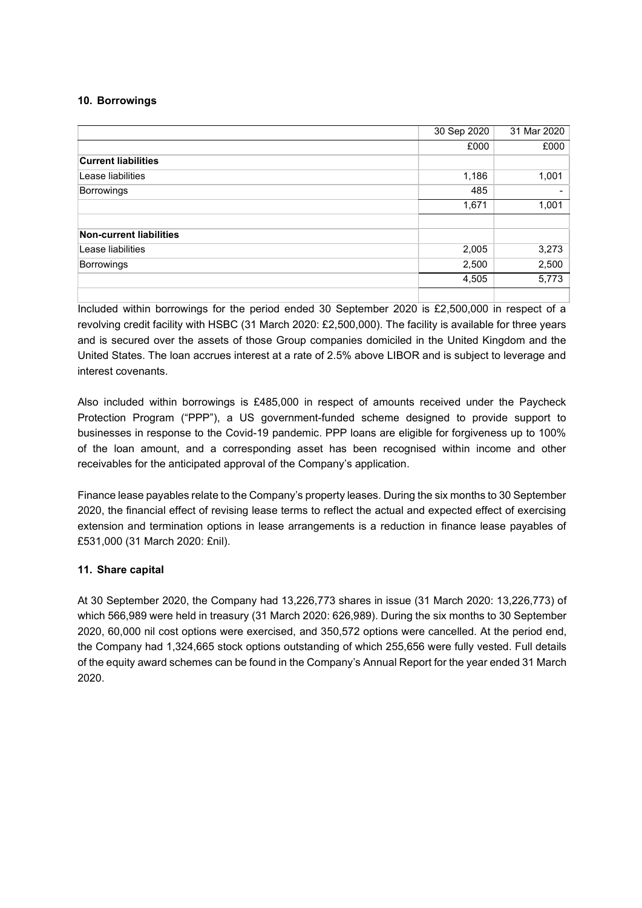## 10. Borrowings

| | 30 Sep 2020 | 31 Mar 2020 |
|---|---|---|
| | £000 | £000 |
| **Current liabilities** | | |
| Lease liabilities | 1,186 | 1,001 |
| Borrowings | 485 | - |
| | 1,671 | 1,001 |
| | | |
| **Non-current liabilities** | | |
| Lease liabilities | 2,005 | 3,273 |
| Borrowings | 2,500 | 2,500 |
| | 4,505 | 5,773 |

Included within borrowings for the period ended 30 September 2020 is £2,500,000 in respect of a revolving credit facility with HSBC (31 March 2020: £2,500,000). The facility is available for three years and is secured over the assets of those Group companies domiciled in the United Kingdom and the United States. The loan accrues interest at a rate of 2.5% above LIBOR and is subject to leverage and interest covenants.

Also included within borrowings is £485,000 in respect of amounts received under the Paycheck Protection Program ("PPP"), a US government-funded scheme designed to provide support to businesses in response to the Covid-19 pandemic. PPP loans are eligible for forgiveness up to 100% of the loan amount, and a corresponding asset has been recognised within income and other receivables for the anticipated approval of the Company's application.

Finance lease payables relate to the Company's property leases. During the six months to 30 September 2020, the financial effect of revising lease terms to reflect the actual and expected effect of exercising extension and termination options in lease arrangements is a reduction in finance lease payables of £531,000 (31 March 2020: £nil).

## 11. Share capital

At 30 September 2020, the Company had 13,226,773 shares in issue (31 March 2020: 13,226,773) of which 566,989 were held in treasury (31 March 2020: 626,989). During the six months to 30 September 2020, 60,000 nil cost options were exercised, and 350,572 options were cancelled. At the period end, the Company had 1,324,665 stock options outstanding of which 255,656 were fully vested. Full details of the equity award schemes can be found in the Company's Annual Report for the year ended 31 March 2020.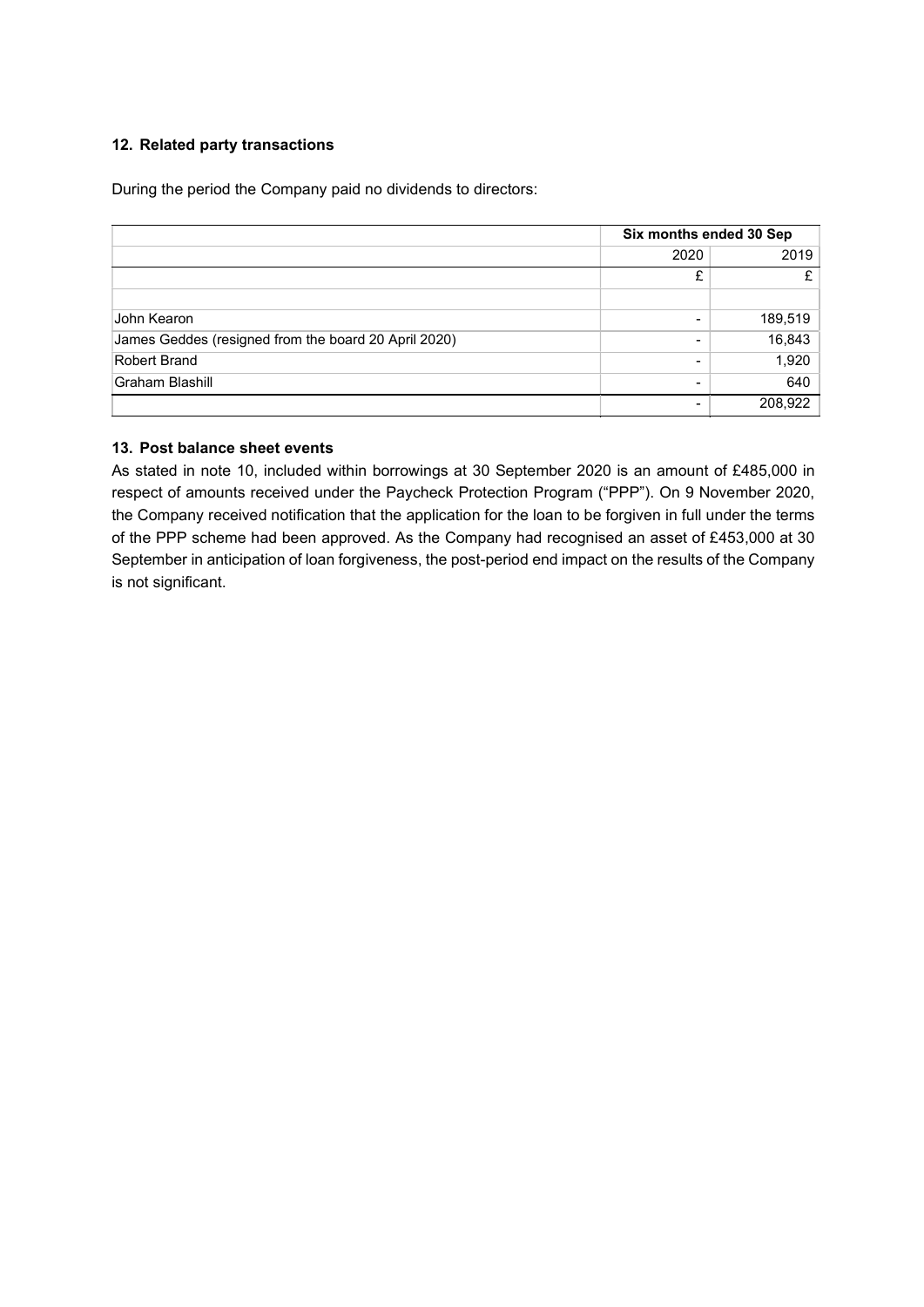### 12. Related party transactions

During the period the Company paid no dividends to directors:

| | Six months ended 30 Sep | |
|---|---|---|
| | 2020 | 2019 |
| | £ | £ |
| | | |
| John Kearon | - | 189,519 |
| James Geddes (resigned from the board 20 April 2020) | - | 16,843 |
| Robert Brand | - | 1,920 |
| Graham Blashill | - | 640 |
| | - | 208,922 |

### 13. Post balance sheet events

As stated in note 10, included within borrowings at 30 September 2020 is an amount of £485,000 in respect of amounts received under the Paycheck Protection Program ("PPP"). On 9 November 2020, the Company received notification that the application for the loan to be forgiven in full under the terms of the PPP scheme had been approved. As the Company had recognised an asset of £453,000 at 30 September in anticipation of loan forgiveness, the post-period end impact on the results of the Company is not significant.